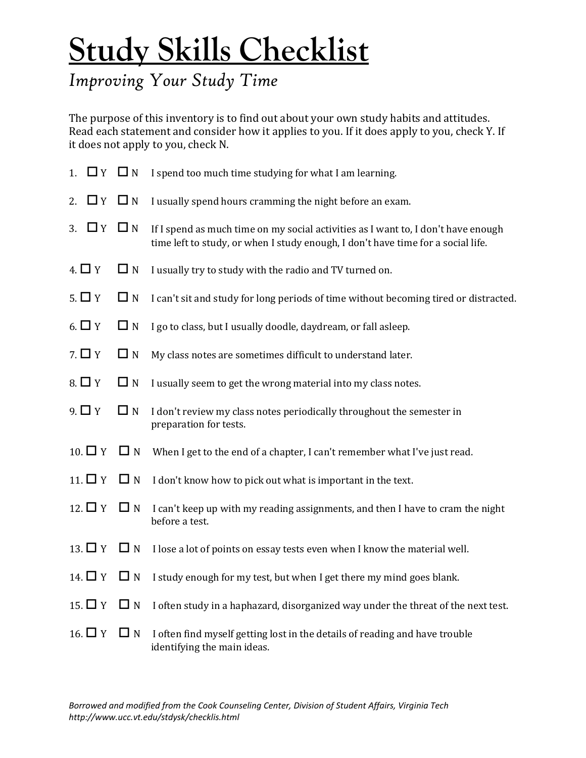# Study Skills Checklist

*Improving Your Study Time*

The purpose of this inventory is to find out about your own study habits and attitudes. Read each statement and consider how it applies to you. If it does apply to you, check Y. If it does not apply to you, check N.

1. ☐ Y ☐ N I spend too much time studying for what I am learning.
2. ☐ Y ☐ N I usually spend hours cramming the night before an exam.
3. ☐ Y ☐ N If I spend as much time on my social activities as I want to, I don't have enough time left to study, or when I study enough, I don't have time for a social life.
4. ☐ Y ☐ N I usually try to study with the radio and TV turned on.
5. ☐ Y ☐ N I can't sit and study for long periods of time without becoming tired or distracted.
6. ☐ Y ☐ N I go to class, but I usually doodle, daydream, or fall asleep.
7. ☐ Y ☐ N My class notes are sometimes difficult to understand later.
8. ☐ Y ☐ N I usually seem to get the wrong material into my class notes.
9. ☐ Y ☐ N I don't review my class notes periodically throughout the semester in preparation for tests.
10. ☐ Y ☐ N When I get to the end of a chapter, I can't remember what I've just read.
11. ☐ Y ☐ N I don't know how to pick out what is important in the text.
12. ☐ Y ☐ N I can't keep up with my reading assignments, and then I have to cram the night before a test.
13. ☐ Y ☐ N I lose a lot of points on essay tests even when I know the material well.
14. ☐ Y ☐ N I study enough for my test, but when I get there my mind goes blank.
15. ☐ Y ☐ N I often study in a haphazard, disorganized way under the threat of the next test.
16. ☐ Y ☐ N I often find myself getting lost in the details of reading and have trouble identifying the main ideas.

*Borrowed and modified from the Cook Counseling Center, Division of Student Affairs, Virginia Tech http://www.ucc.vt.edu/stdysk/checklis.html*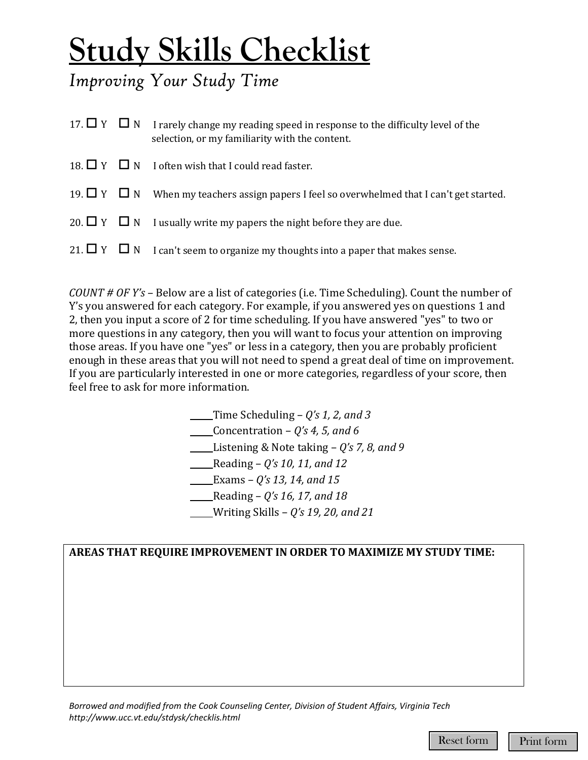# Study Skills Checklist

*Improving Your Study Time*

17. ☐ Y ☐ N I rarely change my reading speed in response to the difficulty level of the selection, or my familiarity with the content.

18. ☐ Y ☐ N I often wish that I could read faster.

19. ☐ Y ☐ N When my teachers assign papers I feel so overwhelmed that I can't get started.

20. ☐ Y ☐ N I usually write my papers the night before they are due.

21. ☐ Y ☐ N I can't seem to organize my thoughts into a paper that makes sense.

*COUNT # OF Y's* – Below are a list of categories (i.e. Time Scheduling). Count the number of Y's you answered for each category. For example, if you answered yes on questions 1 and 2, then you input a score of 2 for time scheduling. If you have answered "yes" to two or more questions in any category, then you will want to focus your attention on improving those areas. If you have one "yes" or less in a category, then you are probably proficient enough in these areas that you will not need to spend a great deal of time on improvement. If you are particularly interested in one or more categories, regardless of your score, then feel free to ask for more information.

_____Time Scheduling – *Q's 1, 2, and 3*
_____Concentration – *Q's 4, 5, and 6*
_____Listening & Note taking – *Q's 7, 8, and 9*
_____Reading – *Q's 10, 11, and 12*
_____Exams – *Q's 13, 14, and 15*
_____Reading – *Q's 16, 17, and 18*
_____Writing Skills – *Q's 19, 20, and 21*

**AREAS THAT REQUIRE IMPROVEMENT IN ORDER TO MAXIMIZE MY STUDY TIME:**

*Borrowed and modified from the Cook Counseling Center, Division of Student Affairs, Virginia Tech http://www.ucc.vt.edu/stdysk/checklis.html*

Reset form Print form